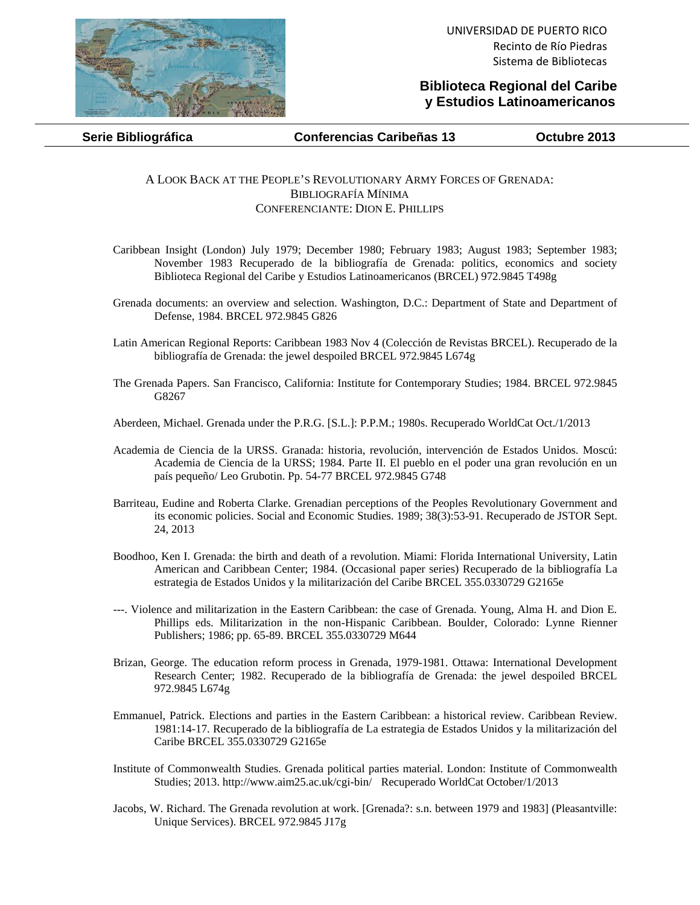UNIVERSIDAD DE PUERTO RICO
Recinto de Río Piedras
Sistema de Bibliotecas

**Biblioteca Regional del Caribe y Estudios Latinoamericanos**

**Serie Bibliográfica** **Conferencias Caribeñas 13** **Octubre 2013**

# A Look Back at the People's Revolutionary Army Forces of Grenada: Bibliografía Mínima

## Conferenciante: Dion E. Phillips

Caribbean Insight (London) July 1979; December 1980; February 1983; August 1983; September 1983; November 1983 Recuperado de la bibliografía de Grenada: politics, economics and society Biblioteca Regional del Caribe y Estudios Latinoamericanos (BRCEL) 972.9845 T498g

Grenada documents: an overview and selection. Washington, D.C.: Department of State and Department of Defense, 1984. BRCEL 972.9845 G826

Latin American Regional Reports: Caribbean 1983 Nov 4 (Colección de Revistas BRCEL). Recuperado de la bibliografía de Grenada: the jewel despoiled BRCEL 972.9845 L674g

The Grenada Papers. San Francisco, California: Institute for Contemporary Studies; 1984. BRCEL 972.9845 G8267

Aberdeen, Michael. Grenada under the P.R.G. [S.L.]: P.P.M.; 1980s. Recuperado WorldCat Oct./1/2013

Academia de Ciencia de la URSS. Granada: historia, revolución, intervención de Estados Unidos. Moscú: Academia de Ciencia de la URSS; 1984. Parte II. El pueblo en el poder una gran revolución en un país pequeño/ Leo Grubotin. Pp. 54-77 BRCEL 972.9845 G748

Barriteau, Eudine and Roberta Clarke. Grenadian perceptions of the Peoples Revolutionary Government and its economic policies. Social and Economic Studies. 1989; 38(3):53-91. Recuperado de JSTOR Sept. 24, 2013

Boodhoo, Ken I. Grenada: the birth and death of a revolution. Miami: Florida International University, Latin American and Caribbean Center; 1984. (Occasional paper series) Recuperado de la bibliografía La estrategia de Estados Unidos y la militarización del Caribe BRCEL 355.0330729 G2165e

---. Violence and militarization in the Eastern Caribbean: the case of Grenada. Young, Alma H. and Dion E. Phillips eds. Militarization in the non-Hispanic Caribbean. Boulder, Colorado: Lynne Rienner Publishers; 1986; pp. 65-89. BRCEL 355.0330729 M644

Brizan, George. The education reform process in Grenada, 1979-1981. Ottawa: International Development Research Center; 1982. Recuperado de la bibliografía de Grenada: the jewel despoiled BRCEL 972.9845 L674g

Emmanuel, Patrick. Elections and parties in the Eastern Caribbean: a historical review. Caribbean Review. 1981:14-17. Recuperado de la bibliografía de La estrategia de Estados Unidos y la militarización del Caribe BRCEL 355.0330729 G2165e

Institute of Commonwealth Studies. Grenada political parties material. London: Institute of Commonwealth Studies; 2013. http://www.aim25.ac.uk/cgi-bin/ Recuperado WorldCat October/1/2013

Jacobs, W. Richard. The Grenada revolution at work. [Grenada?: s.n. between 1979 and 1983] (Pleasantville: Unique Services). BRCEL 972.9845 J17g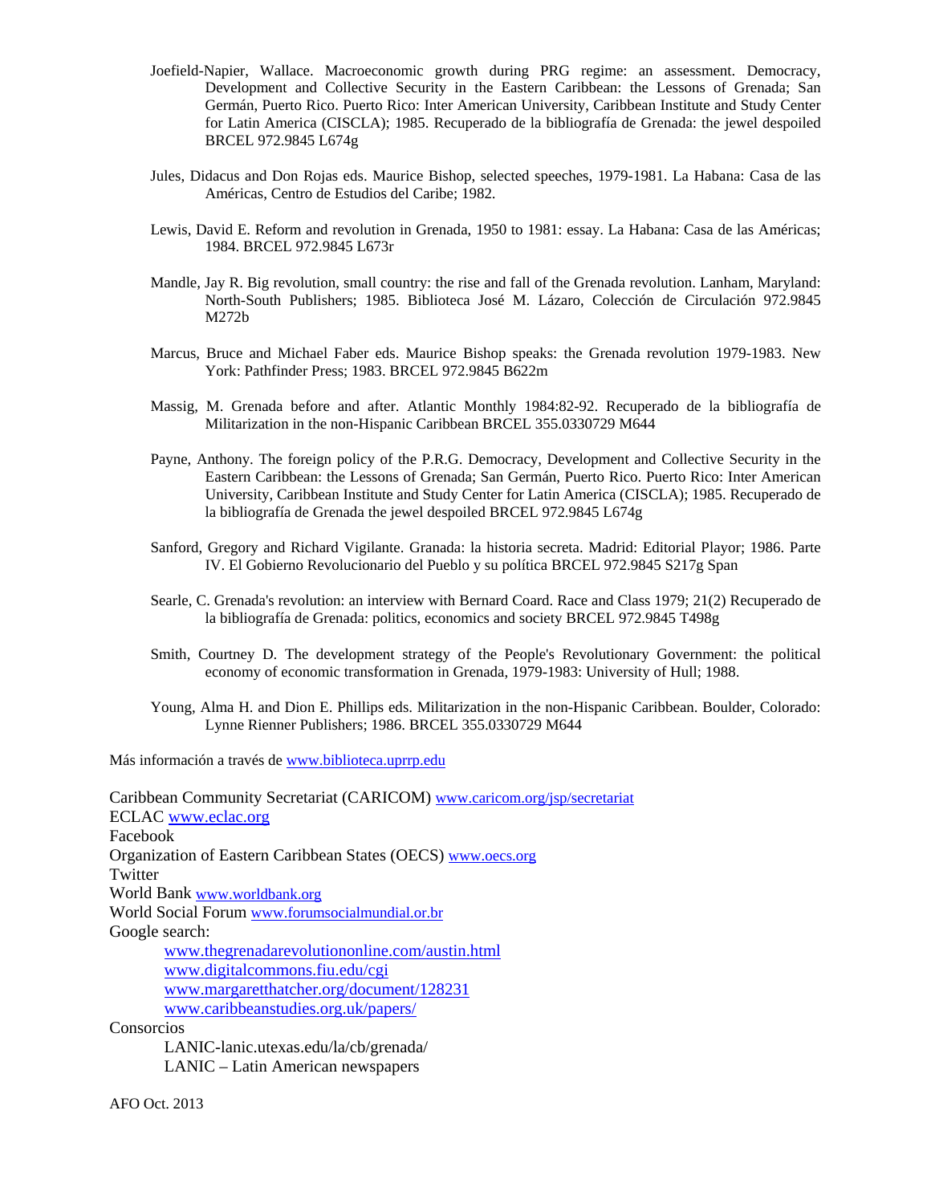Joefield-Napier, Wallace. Macroeconomic growth during PRG regime: an assessment. Democracy, Development and Collective Security in the Eastern Caribbean: the Lessons of Grenada; San Germán, Puerto Rico. Puerto Rico: Inter American University, Caribbean Institute and Study Center for Latin America (CISCLA); 1985. Recuperado de la bibliografía de Grenada: the jewel despoiled BRCEL 972.9845 L674g

Jules, Didacus and Don Rojas eds. Maurice Bishop, selected speeches, 1979-1981. La Habana: Casa de las Américas, Centro de Estudios del Caribe; 1982.

Lewis, David E. Reform and revolution in Grenada, 1950 to 1981: essay. La Habana: Casa de las Américas; 1984. BRCEL 972.9845 L673r

Mandle, Jay R. Big revolution, small country: the rise and fall of the Grenada revolution. Lanham, Maryland: North-South Publishers; 1985. Biblioteca José M. Lázaro, Colección de Circulación 972.9845 M272b

Marcus, Bruce and Michael Faber eds. Maurice Bishop speaks: the Grenada revolution 1979-1983. New York: Pathfinder Press; 1983. BRCEL 972.9845 B622m

Massig, M. Grenada before and after. Atlantic Monthly 1984:82-92. Recuperado de la bibliografía de Militarization in the non-Hispanic Caribbean BRCEL 355.0330729 M644

Payne, Anthony. The foreign policy of the P.R.G. Democracy, Development and Collective Security in the Eastern Caribbean: the Lessons of Grenada; San Germán, Puerto Rico. Puerto Rico: Inter American University, Caribbean Institute and Study Center for Latin America (CISCLA); 1985. Recuperado de la bibliografía de Grenada the jewel despoiled BRCEL 972.9845 L674g

Sanford, Gregory and Richard Vigilante. Granada: la historia secreta. Madrid: Editorial Playor; 1986. Parte IV. El Gobierno Revolucionario del Pueblo y su política BRCEL 972.9845 S217g Span

Searle, C. Grenada's revolution: an interview with Bernard Coard. Race and Class 1979; 21(2) Recuperado de la bibliografía de Grenada: politics, economics and society BRCEL 972.9845 T498g

Smith, Courtney D. The development strategy of the People's Revolutionary Government: the political economy of economic transformation in Grenada, 1979-1983: University of Hull; 1988.

Young, Alma H. and Dion E. Phillips eds. Militarization in the non-Hispanic Caribbean. Boulder, Colorado: Lynne Rienner Publishers; 1986. BRCEL 355.0330729 M644

Más información a través de www.biblioteca.uprrp.edu

Caribbean Community Secretariat (CARICOM) www.caricom.org/jsp/secretariat
ECLAC www.eclac.org
Facebook
Organization of Eastern Caribbean States (OECS) www.oecs.org
Twitter
World Bank www.worldbank.org
World Social Forum www.forumsocialmundial.or.br
Google search:

- www.thegrenadarevolutiononline.com/austin.html
- www.digitalcommons.fiu.edu/cgi
- www.margaretthatcher.org/document/128231
- www.caribbeanstudies.org.uk/papers/

Consorcios

- LANIC-lanic.utexas.edu/la/cb/grenada/
- LANIC – Latin American newspapers

AFO Oct. 2013